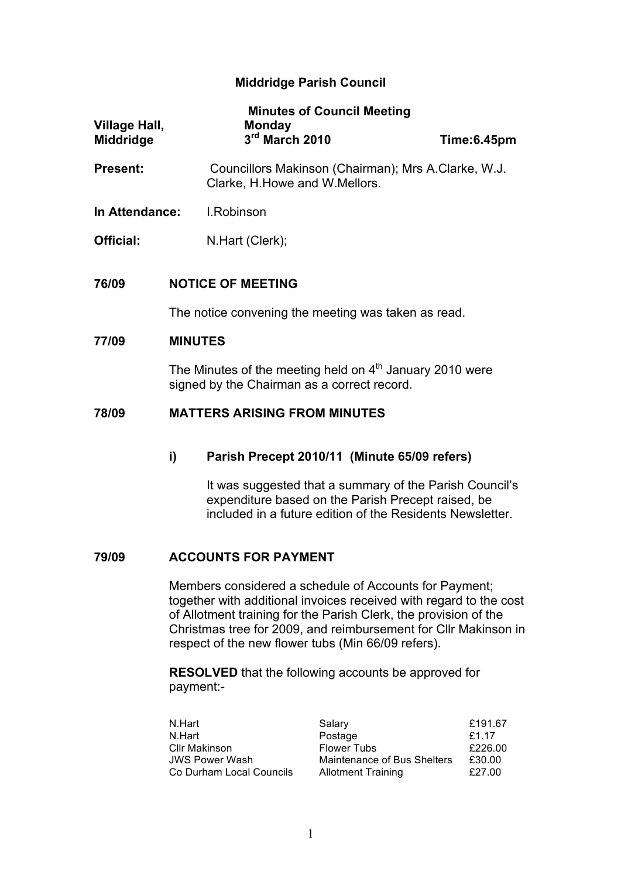# Middridge Parish Council

## Minutes of Council Meeting

| | | |
|---|---|---|
| **Village Hall, Middridge** | **Monday 3rd March 2010** | **Time:6.45pm** |

**Present:** Councillors Makinson (Chairman); Mrs A.Clarke, W.J. Clarke, H.Howe and W.Mellors.

**In Attendance:** I.Robinson

**Official:** N.Hart (Clerk);

### 76/09 NOTICE OF MEETING

The notice convening the meeting was taken as read.

### 77/09 MINUTES

The Minutes of the meeting held on 4th January 2010 were signed by the Chairman as a correct record.

### 78/09 MATTERS ARISING FROM MINUTES

**i) Parish Precept 2010/11 (Minute 65/09 refers)**

It was suggested that a summary of the Parish Council's expenditure based on the Parish Precept raised, be included in a future edition of the Residents Newsletter.

### 79/09 ACCOUNTS FOR PAYMENT

Members considered a schedule of Accounts for Payment; together with additional invoices received with regard to the cost of Allotment training for the Parish Clerk, the provision of the Christmas tree for 2009, and reimbursement for Cllr Makinson in respect of the new flower tubs (Min 66/09 refers).

**RESOLVED** that the following accounts be approved for payment:-

| | | |
|---|---|---|
| N.Hart | Salary | £191.67 |
| N.Hart | Postage | £1.17 |
| Cllr Makinson | Flower Tubs | £226.00 |
| JWS Power Wash | Maintenance of Bus Shelters | £30.00 |
| Co Durham Local Councils | Allotment Training | £27.00 |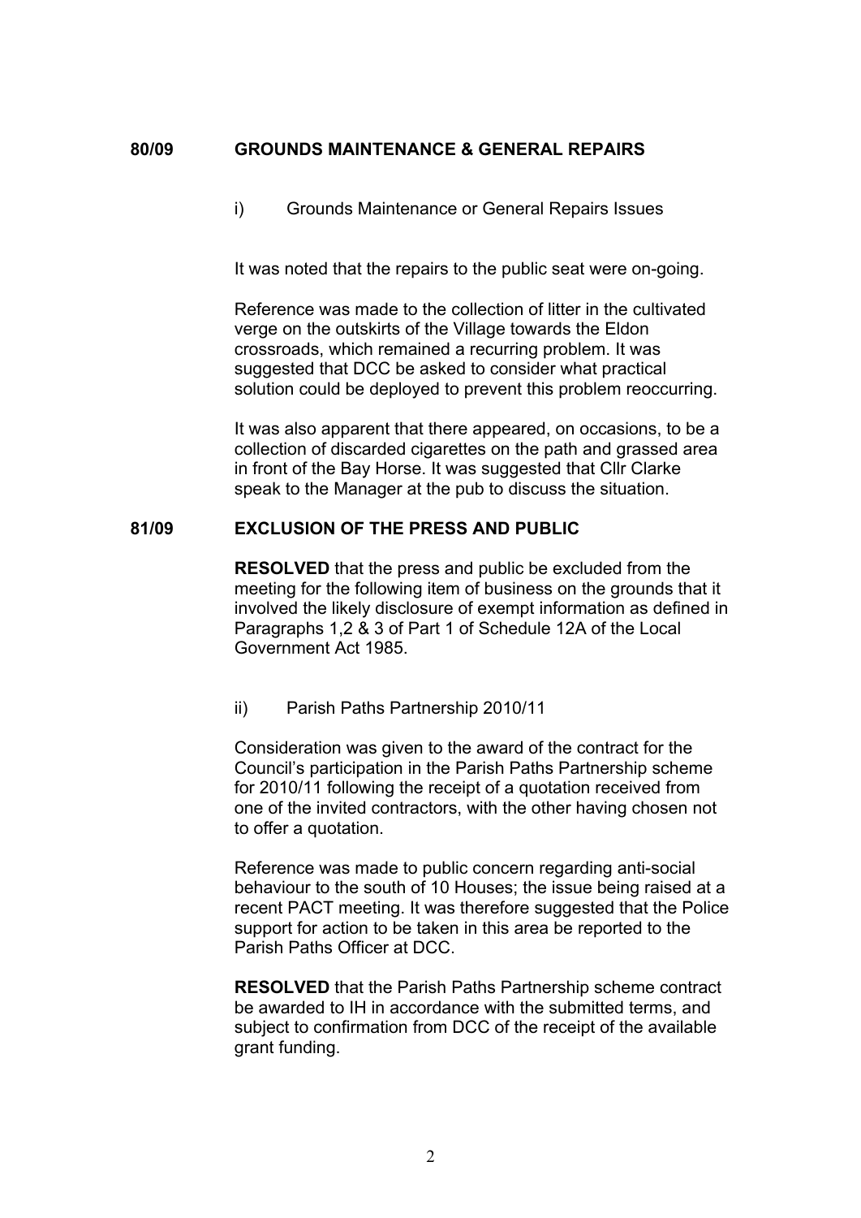## 80/09 GROUNDS MAINTENANCE & GENERAL REPAIRS

i) Grounds Maintenance or General Repairs Issues

It was noted that the repairs to the public seat were on-going.

Reference was made to the collection of litter in the cultivated verge on the outskirts of the Village towards the Eldon crossroads, which remained a recurring problem. It was suggested that DCC be asked to consider what practical solution could be deployed to prevent this problem reoccurring.

It was also apparent that there appeared, on occasions, to be a collection of discarded cigarettes on the path and grassed area in front of the Bay Horse. It was suggested that Cllr Clarke speak to the Manager at the pub to discuss the situation.

## 81/09 EXCLUSION OF THE PRESS AND PUBLIC

**RESOLVED** that the press and public be excluded from the meeting for the following item of business on the grounds that it involved the likely disclosure of exempt information as defined in Paragraphs 1,2 & 3 of Part 1 of Schedule 12A of the Local Government Act 1985.

ii) Parish Paths Partnership 2010/11

Consideration was given to the award of the contract for the Council's participation in the Parish Paths Partnership scheme for 2010/11 following the receipt of a quotation received from one of the invited contractors, with the other having chosen not to offer a quotation.

Reference was made to public concern regarding anti-social behaviour to the south of 10 Houses; the issue being raised at a recent PACT meeting. It was therefore suggested that the Police support for action to be taken in this area be reported to the Parish Paths Officer at DCC.

**RESOLVED** that the Parish Paths Partnership scheme contract be awarded to IH in accordance with the submitted terms, and subject to confirmation from DCC of the receipt of the available grant funding.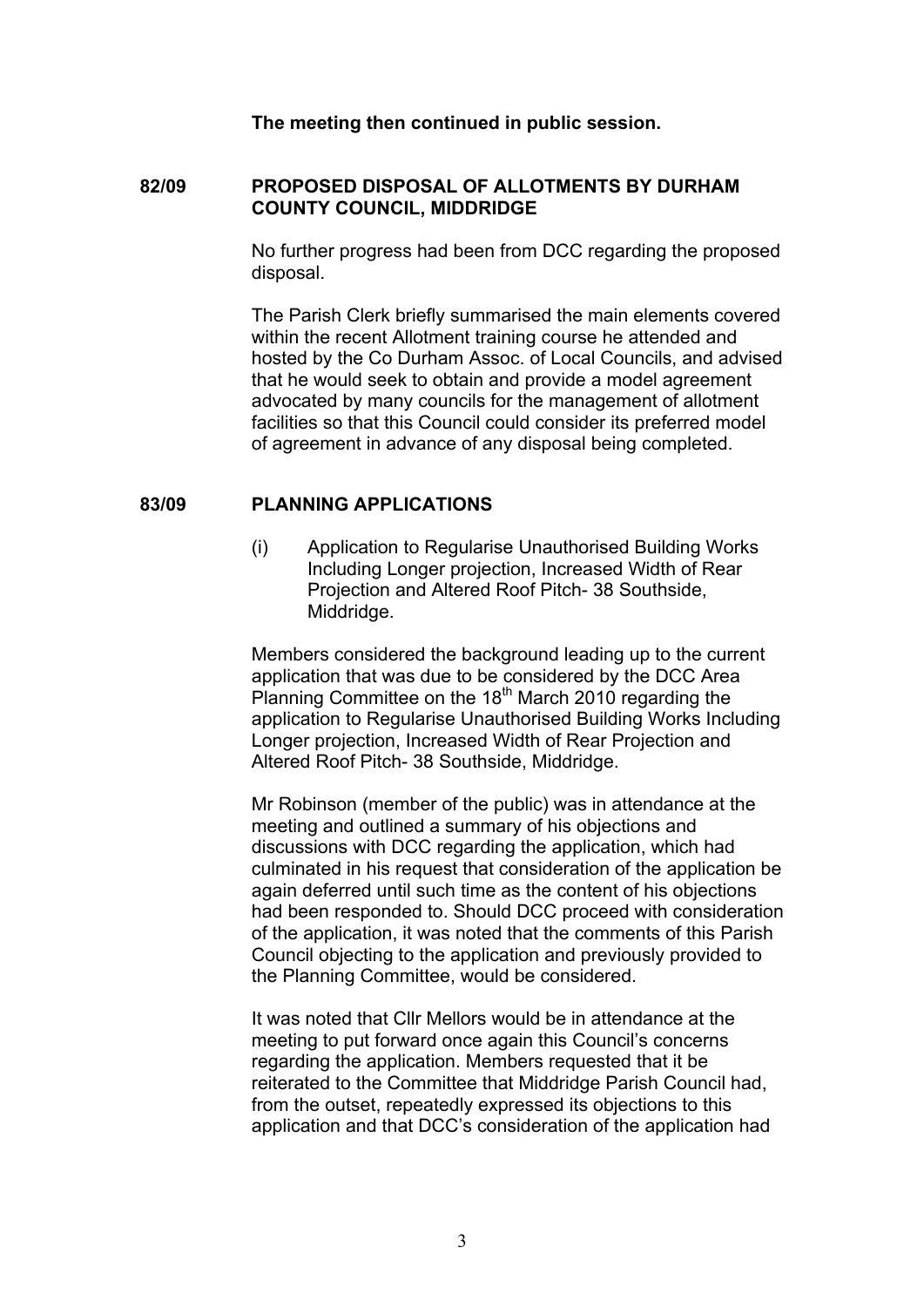**The meeting then continued in public session.**

## 82/09 PROPOSED DISPOSAL OF ALLOTMENTS BY DURHAM COUNTY COUNCIL, MIDDRIDGE

No further progress had been from DCC regarding the proposed disposal.

The Parish Clerk briefly summarised the main elements covered within the recent Allotment training course he attended and hosted by the Co Durham Assoc. of Local Councils, and advised that he would seek to obtain and provide a model agreement advocated by many councils for the management of allotment facilities so that this Council could consider its preferred model of agreement in advance of any disposal being completed.

## 83/09 PLANNING APPLICATIONS

(i) Application to Regularise Unauthorised Building Works Including Longer projection, Increased Width of Rear Projection and Altered Roof Pitch- 38 Southside, Middridge.

Members considered the background leading up to the current application that was due to be considered by the DCC Area Planning Committee on the 18th March 2010 regarding the application to Regularise Unauthorised Building Works Including Longer projection, Increased Width of Rear Projection and Altered Roof Pitch- 38 Southside, Middridge.

Mr Robinson (member of the public) was in attendance at the meeting and outlined a summary of his objections and discussions with DCC regarding the application, which had culminated in his request that consideration of the application be again deferred until such time as the content of his objections had been responded to. Should DCC proceed with consideration of the application, it was noted that the comments of this Parish Council objecting to the application and previously provided to the Planning Committee, would be considered.

It was noted that Cllr Mellors would be in attendance at the meeting to put forward once again this Council's concerns regarding the application. Members requested that it be reiterated to the Committee that Middridge Parish Council had, from the outset, repeatedly expressed its objections to this application and that DCC's consideration of the application had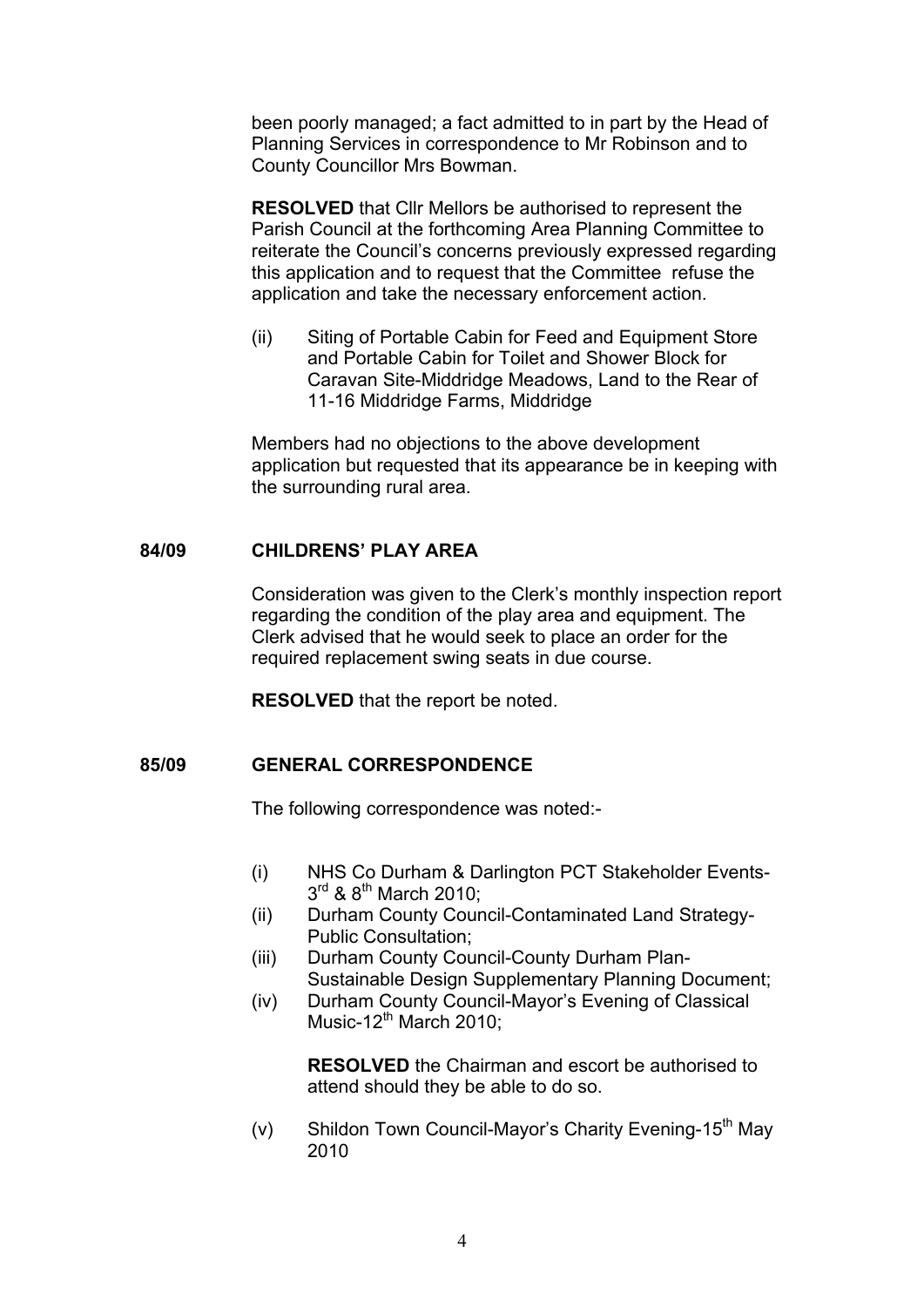been poorly managed; a fact admitted to in part by the Head of Planning Services in correspondence to Mr Robinson and to County Councillor Mrs Bowman.

**RESOLVED** that Cllr Mellors be authorised to represent the Parish Council at the forthcoming Area Planning Committee to reiterate the Council's concerns previously expressed regarding this application and to request that the Committee refuse the application and take the necessary enforcement action.

(ii) Siting of Portable Cabin for Feed and Equipment Store and Portable Cabin for Toilet and Shower Block for Caravan Site-Middridge Meadows, Land to the Rear of 11-16 Middridge Farms, Middridge

Members had no objections to the above development application but requested that its appearance be in keeping with the surrounding rural area.

## 84/09 CHILDRENS' PLAY AREA

Consideration was given to the Clerk's monthly inspection report regarding the condition of the play area and equipment. The Clerk advised that he would seek to place an order for the required replacement swing seats in due course.

**RESOLVED** that the report be noted.

## 85/09 GENERAL CORRESPONDENCE

The following correspondence was noted:-

(i) NHS Co Durham & Darlington PCT Stakeholder Events- 3rd & 8th March 2010;

(ii) Durham County Council-Contaminated Land Strategy-Public Consultation;

(iii) Durham County Council-County Durham Plan-Sustainable Design Supplementary Planning Document;

(iv) Durham County Council-Mayor's Evening of Classical Music-12th March 2010;

**RESOLVED** the Chairman and escort be authorised to attend should they be able to do so.

(v) Shildon Town Council-Mayor's Charity Evening-15th May 2010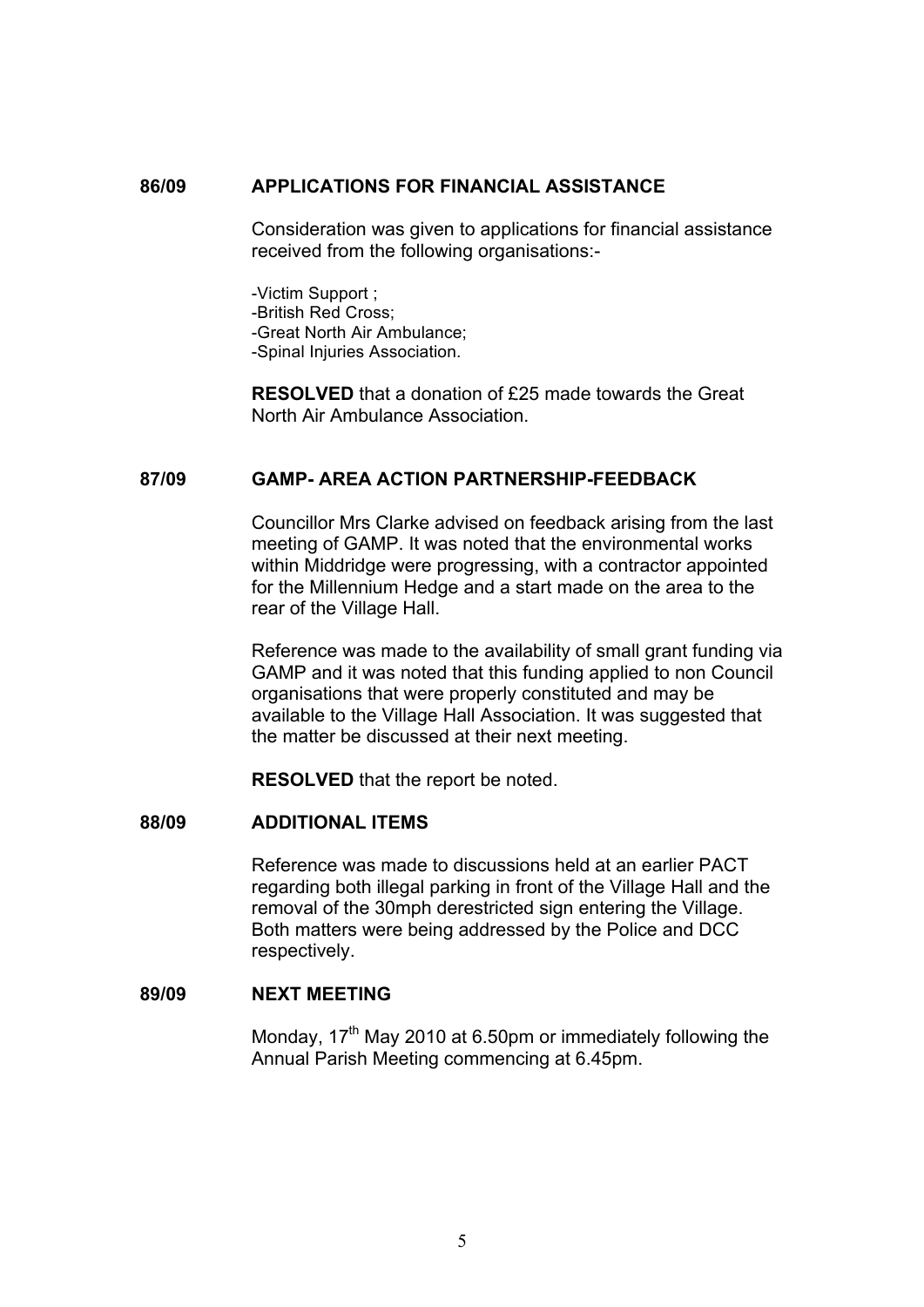## 86/09 APPLICATIONS FOR FINANCIAL ASSISTANCE

Consideration was given to applications for financial assistance received from the following organisations:-

-Victim Support ;
-British Red Cross;
-Great North Air Ambulance;
-Spinal Injuries Association.

**RESOLVED** that a donation of £25 made towards the Great North Air Ambulance Association.

## 87/09 GAMP- AREA ACTION PARTNERSHIP-FEEDBACK

Councillor Mrs Clarke advised on feedback arising from the last meeting of GAMP. It was noted that the environmental works within Middridge were progressing, with a contractor appointed for the Millennium Hedge and a start made on the area to the rear of the Village Hall.

Reference was made to the availability of small grant funding via GAMP and it was noted that this funding applied to non Council organisations that were properly constituted and may be available to the Village Hall Association. It was suggested that the matter be discussed at their next meeting.

**RESOLVED** that the report be noted.

## 88/09 ADDITIONAL ITEMS

Reference was made to discussions held at an earlier PACT regarding both illegal parking in front of the Village Hall and the removal of the 30mph derestricted sign entering the Village. Both matters were being addressed by the Police and DCC respectively.

## 89/09 NEXT MEETING

Monday, 17th May 2010 at 6.50pm or immediately following the Annual Parish Meeting commencing at 6.45pm.